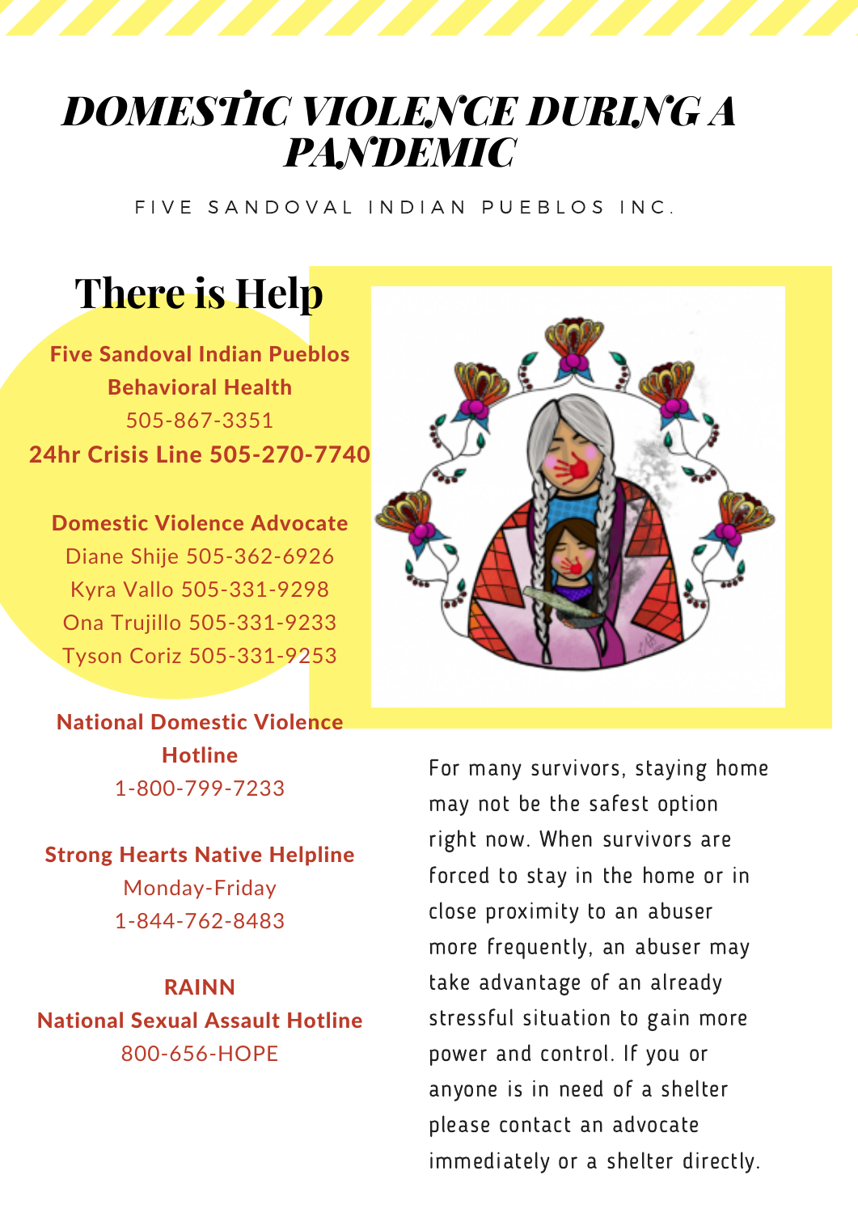# DOMESTIC VIOLENCE DURING A PANDEMIC

FIVE SANDOVAL INDIAN PUEBLOS INC.

## There is Help

**Five Sandoval Indian Pueblos Behavioral Health**
505-867-3351
**24hr Crisis Line 505-270-7740**

**Domestic Violence Advocate**
Diane Shije 505-362-6926
Kyra Vallo 505-331-9298
Ona Trujillo 505-331-9233
Tyson Coriz 505-331-9253

**National Domestic Violence Hotline**
1-800-799-7233

**Strong Hearts Native Helpline**
Monday-Friday
1-844-762-8483

**RAINN**
**National Sexual Assault Hotline**
800-656-HOPE

For many survivors, staying home may not be the safest option right now. When survivors are forced to stay in the home or in close proximity to an abuser more frequently, an abuser may take advantage of an already stressful situation to gain more power and control. If you or anyone is in need of a shelter please contact an advocate immediately or a shelter directly.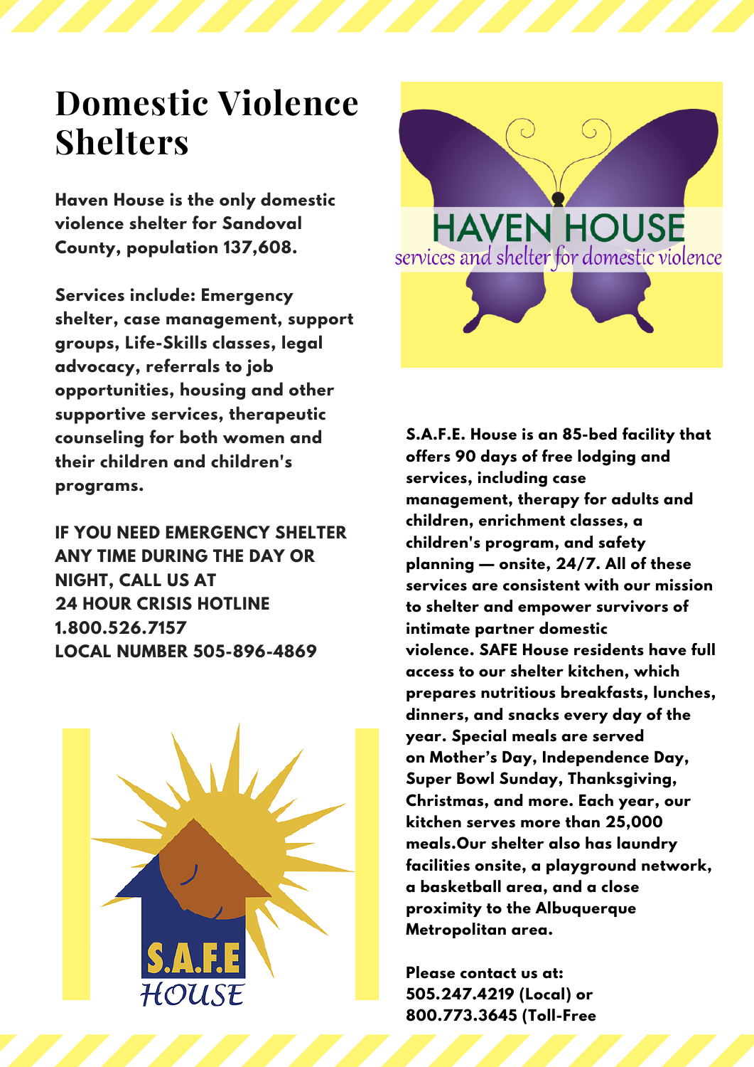# Domestic Violence Shelters

**Haven House is the only domestic violence shelter for Sandoval County, population 137,608.**

**Services include: Emergency shelter, case management, support groups, Life-Skills classes, legal advocacy, referrals to job opportunities, housing and other supportive services, therapeutic counseling for both women and their children and children's programs.**

**IF YOU NEED EMERGENCY SHELTER ANY TIME DURING THE DAY OR NIGHT, CALL US AT**
**24 HOUR CRISIS HOTLINE**
**1.800.526.7157**
**LOCAL NUMBER 505-896-4869**

HAVEN HOUSE

services and shelter for domestic violence

**S.A.F.E. House is an 85-bed facility that offers 90 days of free lodging and services, including case management, therapy for adults and children, enrichment classes, a children's program, and safety planning — onsite, 24/7. All of these services are consistent with our mission to shelter and empower survivors of intimate partner domestic violence. SAFE House residents have full access to our shelter kitchen, which prepares nutritious breakfasts, lunches, dinners, and snacks every day of the year. Special meals are served on Mother's Day, Independence Day, Super Bowl Sunday, Thanksgiving, Christmas, and more. Each year, our kitchen serves more than 25,000 meals.Our shelter also has laundry facilities onsite, a playground network, a basketball area, and a close proximity to the Albuquerque Metropolitan area.**

S.A.F.E HOUSE

**Please contact us at:**
**505.247.4219 (Local) or**
**800.773.3645 (Toll-Free**